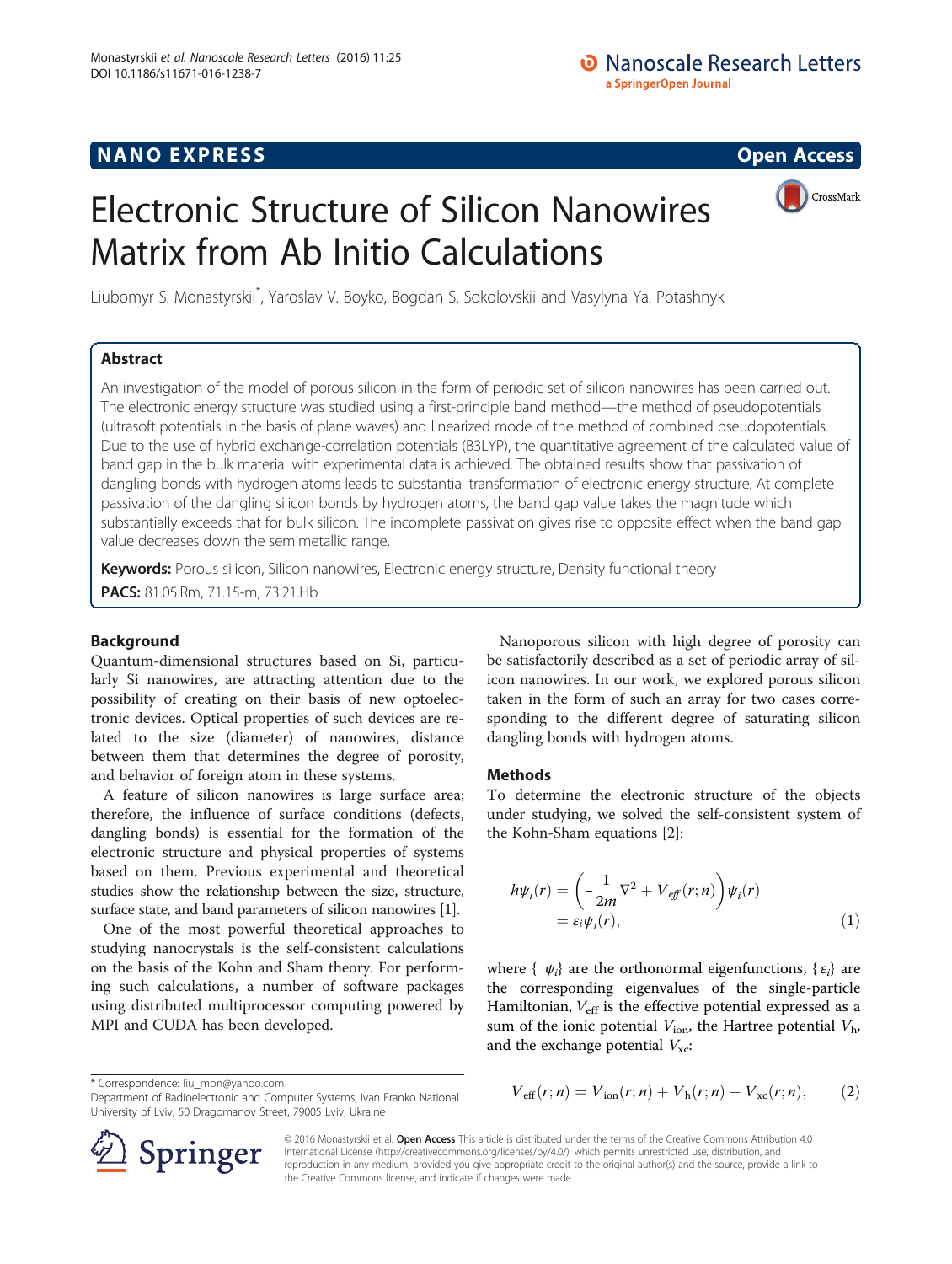NANO EXPRESS

Open Access

# Electronic Structure of Silicon Nanowires Matrix from Ab Initio Calculations

Liubomyr S. Monastyrskii*, Yaroslav V. Boyko, Bogdan S. Sokolovskii and Vasylyna Ya. Potashnyk

## Abstract

An investigation of the model of porous silicon in the form of periodic set of silicon nanowires has been carried out. The electronic energy structure was studied using a first-principle band method—the method of pseudopotentials (ultrasoft potentials in the basis of plane waves) and linearized mode of the method of combined pseudopotentials. Due to the use of hybrid exchange-correlation potentials (B3LYP), the quantitative agreement of the calculated value of band gap in the bulk material with experimental data is achieved. The obtained results show that passivation of dangling bonds with hydrogen atoms leads to substantial transformation of electronic energy structure. At complete passivation of the dangling silicon bonds by hydrogen atoms, the band gap value takes the magnitude which substantially exceeds that for bulk silicon. The incomplete passivation gives rise to opposite effect when the band gap value decreases down the semimetallic range.

**Keywords:** Porous silicon, Silicon nanowires, Electronic energy structure, Density functional theory

**PACS:** 81.05.Rm, 71.15-m, 73.21.Hb

## Background

Quantum-dimensional structures based on Si, particularly Si nanowires, are attracting attention due to the possibility of creating on their basis of new optoelectronic devices. Optical properties of such devices are related to the size (diameter) of nanowires, distance between them that determines the degree of porosity, and behavior of foreign atom in these systems.

A feature of silicon nanowires is large surface area; therefore, the influence of surface conditions (defects, dangling bonds) is essential for the formation of the electronic structure and physical properties of systems based on them. Previous experimental and theoretical studies show the relationship between the size, structure, surface state, and band parameters of silicon nanowires [1].

One of the most powerful theoretical approaches to studying nanocrystals is the self-consistent calculations on the basis of the Kohn and Sham theory. For performing such calculations, a number of software packages using distributed multiprocessor computing powered by MPI and CUDA has been developed.

Nanoporous silicon with high degree of porosity can be satisfactorily described as a set of periodic array of silicon nanowires. In our work, we explored porous silicon taken in the form of such an array for two cases corresponding to the different degree of saturating silicon dangling bonds with hydrogen atoms.

## Methods

To determine the electronic structure of the objects under studying, we solved the self-consistent system of the Kohn-Sham equations [2]:

$$h\psi_i(r) = \left(-\frac{1}{2m}\nabla^2 + V_{eff}(r;n)\right)\psi_i(r) = \varepsilon_i\psi_i(r), \tag{1}$$

where $\{\psi_i\}$ are the orthonormal eigenfunctions, $\{\varepsilon_i\}$ are the corresponding eigenvalues of the single-particle Hamiltonian, $V_{\mathrm{eff}}$ is the effective potential expressed as a sum of the ionic potential $V_{\mathrm{ion}}$, the Hartree potential $V_{\mathrm{h}}$, and the exchange potential $V_{\mathrm{xc}}$:

$$V_{\mathrm{eff}}(r;n) = V_{\mathrm{ion}}(r;n) + V_{\mathrm{h}}(r;n) + V_{\mathrm{xc}}(r;n), \tag{2}$$

\* Correspondence: liu_mon@yahoo.com

Department of Radioelectronic and Computer Systems, Ivan Franko National University of Lviv, 50 Dragomanov Street, 79005 Lviv, Ukraine

© 2016 Monastyrskii et al. **Open Access** This article is distributed under the terms of the Creative Commons Attribution 4.0 International License (http://creativecommons.org/licenses/by/4.0/), which permits unrestricted use, distribution, and reproduction in any medium, provided you give appropriate credit to the original author(s) and the source, provide a link to the Creative Commons license, and indicate if changes were made.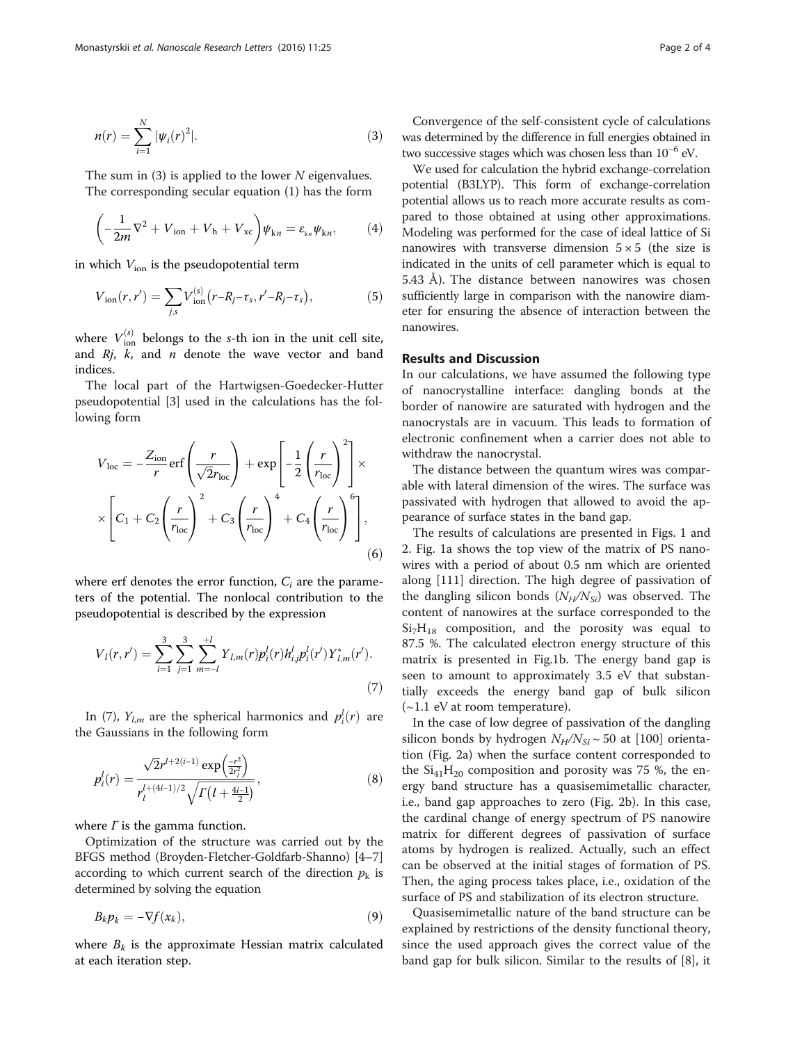$$n(r) = \sum_{i=1}^{N} |\psi_i(r)^2|. \tag{3}$$

The sum in (3) is applied to the lower $N$ eigenvalues.

The corresponding secular equation (1) has the form

$$\left(-\frac{1}{2m}\nabla^2 + V_{\text{ion}} + V_{\text{h}} + V_{\text{xc}}\right)\psi_{\text{k}n} = \varepsilon_{\text{k}n}\psi_{\text{k}n}, \tag{4}$$

in which $V_{\text{ion}}$ is the pseudopotential term

$$V_{\text{ion}}(r, r') = \sum_{j,s} V_{\text{ion}}^{(s)}(r - R_j - \tau_s, r' - R_j - \tau_s), \tag{5}$$

where $V_{\text{ion}}^{(s)}$ belongs to the $s$-th ion in the unit cell site, and $Rj$, $k$, and $n$ denote the wave vector and band indices.

The local part of the Hartwigsen-Goedecker-Hutter pseudopotential [3] used in the calculations has the following form

$$V_{\text{loc}} = -\frac{Z_{\text{ion}}}{r}\text{erf}\left(\frac{r}{\sqrt{2}r_{\text{loc}}}\right) + \exp\left[-\frac{1}{2}\left(\frac{r}{r_{\text{loc}}}\right)^2\right] \times \left[C_1 + C_2\left(\frac{r}{r_{\text{loc}}}\right)^2 + C_3\left(\frac{r}{r_{\text{loc}}}\right)^4 + C_4\left(\frac{r}{r_{\text{loc}}}\right)^6\right], \tag{6}$$

where erf denotes the error function, $C_i$ are the parameters of the potential. The nonlocal contribution to the pseudopotential is described by the expression

$$V_l(r, r') = \sum_{i=1}^{3}\sum_{j=1}^{3}\sum_{m=-l}^{+l} Y_{l,m}(r) p_i^l(r) h_{i,j}^l p_i^l(r') Y_{l,m}^*(r'). \tag{7}$$

In (7), $Y_{l,m}$ are the spherical harmonics and $p_i^l(r)$ are the Gaussians in the following form

$$p_i^l(r) = \frac{\sqrt{2}r^{l+2(i-1)}\exp\left(\frac{-r^2}{2r_l^2}\right)}{r_l^{l+(4i-1)/2}\sqrt{\Gamma\left(l + \frac{4i-1}{2}\right)}}, \tag{8}$$

where $\Gamma$ is the gamma function.

Optimization of the structure was carried out by the BFGS method (Broyden-Fletcher-Goldfarb-Shanno) [4–7] according to which current search of the direction $p_k$ is determined by solving the equation

$$B_k p_k = -\nabla f(x_k), \tag{9}$$

where $B_k$ is the approximate Hessian matrix calculated at each iteration step.

Convergence of the self-consistent cycle of calculations was determined by the difference in full energies obtained in two successive stages which was chosen less than $10^{-6}$ eV.

We used for calculation the hybrid exchange-correlation potential (B3LYP). This form of exchange-correlation potential allows us to reach more accurate results as compared to those obtained at using other approximations. Modeling was performed for the case of ideal lattice of Si nanowires with transverse dimension $5 \times 5$ (the size is indicated in the units of cell parameter which is equal to 5.43 Å). The distance between nanowires was chosen sufficiently large in comparison with the nanowire diameter for ensuring the absence of interaction between the nanowires.

## Results and Discussion

In our calculations, we have assumed the following type of nanocrystalline interface: dangling bonds at the border of nanowire are saturated with hydrogen and the nanocrystals are in vacuum. This leads to formation of electronic confinement when a carrier does not able to withdraw the nanocrystal.

The distance between the quantum wires was comparable with lateral dimension of the wires. The surface was passivated with hydrogen that allowed to avoid the appearance of surface states in the band gap.

The results of calculations are presented in Figs. 1 and 2. Fig. 1a shows the top view of the matrix of PS nanowires with a period of about 0.5 nm which are oriented along [111] direction. The high degree of passivation of the dangling silicon bonds ($N_H/N_{Si}$) was observed. The content of nanowires at the surface corresponded to the $Si_7H_{18}$ composition, and the porosity was equal to 87.5 %. The calculated electron energy structure of this matrix is presented in Fig.1b. The energy band gap is seen to amount to approximately 3.5 eV that substantially exceeds the energy band gap of bulk silicon (~1.1 eV at room temperature).

In the case of low degree of passivation of the dangling silicon bonds by hydrogen $N_H/N_{Si} \sim 50$ at [100] orientation (Fig. 2a) when the surface content corresponded to the $Si_{41}H_{20}$ composition and porosity was 75 %, the energy band structure has a quasisemimetallic character, i.e., band gap approaches to zero (Fig. 2b). In this case, the cardinal change of energy spectrum of PS nanowire matrix for different degrees of passivation of surface atoms by hydrogen is realized. Actually, such an effect can be observed at the initial stages of formation of PS. Then, the aging process takes place, i.e., oxidation of the surface of PS and stabilization of its electron structure.

Quasisemimetallic nature of the band structure can be explained by restrictions of the density functional theory, since the used approach gives the correct value of the band gap for bulk silicon. Similar to the results of [8], it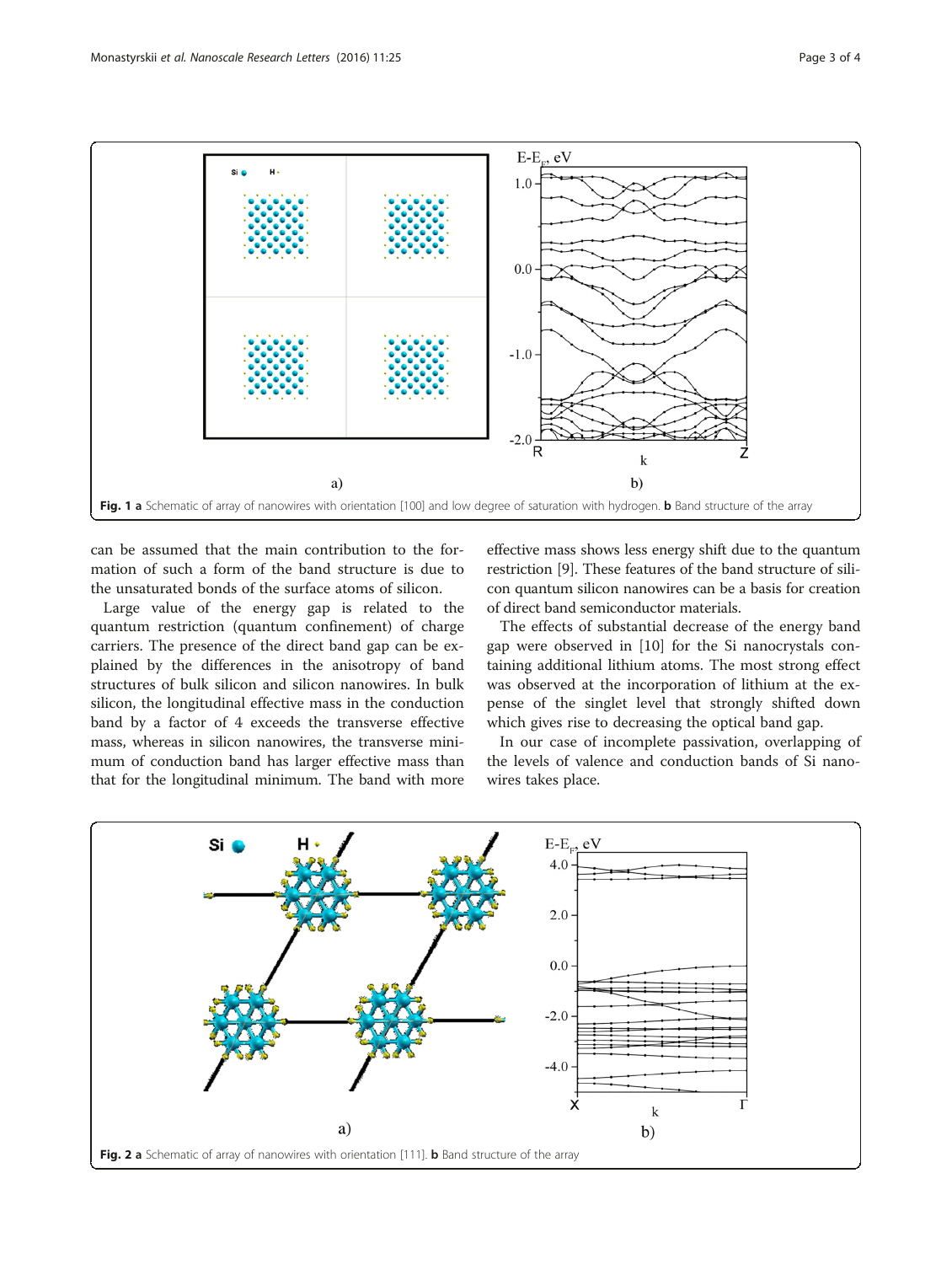Fig. 1 a Schematic of array of nanowires with orientation [100] and low degree of saturation with hydrogen. b Band structure of the array

can be assumed that the main contribution to the formation of such a form of the band structure is due to the unsaturated bonds of the surface atoms of silicon.

Large value of the energy gap is related to the quantum restriction (quantum confinement) of charge carriers. The presence of the direct band gap can be explained by the differences in the anisotropy of band structures of bulk silicon and silicon nanowires. In bulk silicon, the longitudinal effective mass in the conduction band by a factor of 4 exceeds the transverse effective mass, whereas in silicon nanowires, the transverse minimum of conduction band has larger effective mass than that for the longitudinal minimum. The band with more effective mass shows less energy shift due to the quantum restriction [9]. These features of the band structure of silicon quantum silicon nanowires can be a basis for creation of direct band semiconductor materials.

The effects of substantial decrease of the energy band gap were observed in [10] for the Si nanocrystals containing additional lithium atoms. The most strong effect was observed at the incorporation of lithium at the expense of the singlet level that strongly shifted down which gives rise to decreasing the optical band gap.

In our case of incomplete passivation, overlapping of the levels of valence and conduction bands of Si nanowires takes place.

Fig. 2 a Schematic of array of nanowires with orientation [111]. b Band structure of the array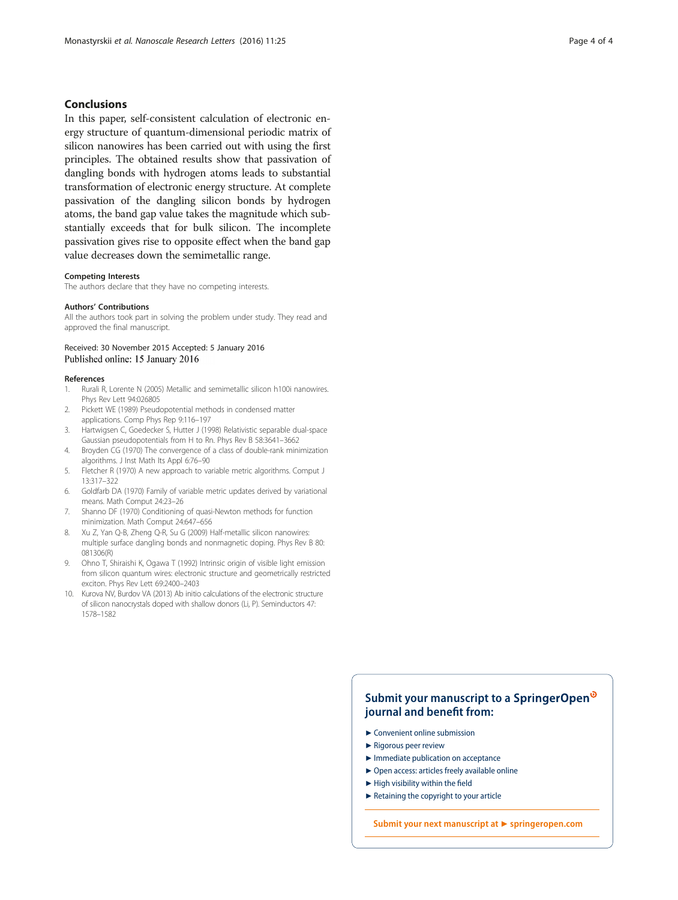## Conclusions

In this paper, self-consistent calculation of electronic energy structure of quantum-dimensional periodic matrix of silicon nanowires has been carried out with using the first principles. The obtained results show that passivation of dangling bonds with hydrogen atoms leads to substantial transformation of electronic energy structure. At complete passivation of the dangling silicon bonds by hydrogen atoms, the band gap value takes the magnitude which substantially exceeds that for bulk silicon. The incomplete passivation gives rise to opposite effect when the band gap value decreases down the semimetallic range.

### Competing Interests

The authors declare that they have no competing interests.

### Authors' Contributions

All the authors took part in solving the problem under study. They read and approved the final manuscript.

Received: 30 November 2015 Accepted: 5 January 2016
Published online: 15 January 2016

### References

1. Rurali R, Lorente N (2005) Metallic and semimetallic silicon h100i nanowires. Phys Rev Lett 94:026805
2. Pickett WE (1989) Pseudopotential methods in condensed matter applications. Comp Phys Rep 9:116–197
3. Hartwigsen C, Goedecker S, Hutter J (1998) Relativistic separable dual-space Gaussian pseudopotentials from H to Rn. Phys Rev B 58:3641–3662
4. Broyden CG (1970) The convergence of a class of double-rank minimization algorithms. J Inst Math Its Appl 6:76–90
5. Fletcher R (1970) A new approach to variable metric algorithms. Comput J 13:317–322
6. Goldfarb DA (1970) Family of variable metric updates derived by variational means. Math Comput 24:23–26
7. Shanno DF (1970) Conditioning of quasi-Newton methods for function minimization. Math Comput 24:647–656
8. Xu Z, Yan Q-B, Zheng Q-R, Su G (2009) Half-metallic silicon nanowires: multiple surface dangling bonds and nonmagnetic doping. Phys Rev B 80: 081306(R)
9. Ohno T, Shiraishi K, Ogawa T (1992) Intrinsic origin of visible light emission from silicon quantum wires: electronic structure and geometrically restricted exciton. Phys Rev Lett 69:2400–2403
10. Kurova NV, Burdov VA (2013) Ab initio calculations of the electronic structure of silicon nanocrystals doped with shallow donors (Li, P). Semindunctors 47: 1578–1582

**Submit your manuscript to a SpringerOpen journal and benefit from:**

- ► Convenient online submission
- ► Rigorous peer review
- ► Immediate publication on acceptance
- ► Open access: articles freely available online
- ► High visibility within the field
- ► Retaining the copyright to your article

**Submit your next manuscript at ► springeropen.com**